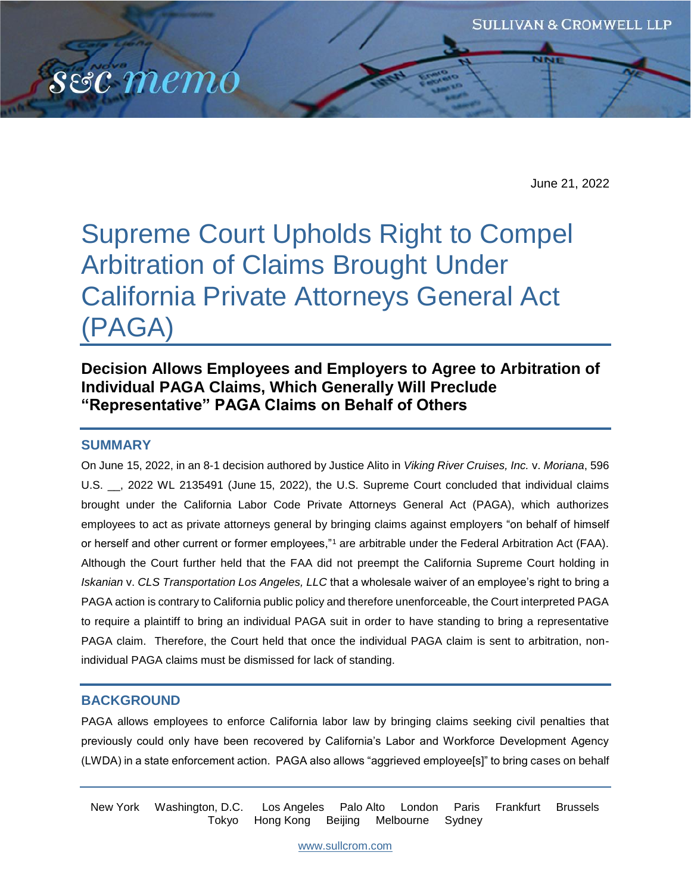June 21, 2022

# Supreme Court Upholds Right to Compel Arbitration of Claims Brought Under California Private Attorneys General Act (PAGA)

### Decision Allows Employees and Employers to Agree to Arbitration of Individual PAGA Claims, Which Generally Will Preclude "Representative" PAGA Claims on Behalf of Others

## SUMMARY

On June 15, 2022, in an 8-1 decision authored by Justice Alito in *Viking River Cruises, Inc.* v. *Moriana*, 596 U.S. __, 2022 WL 2135491 (June 15, 2022), the U.S. Supreme Court concluded that individual claims brought under the California Labor Code Private Attorneys General Act (PAGA), which authorizes employees to act as private attorneys general by bringing claims against employers "on behalf of himself or herself and other current or former employees,"[1] are arbitrable under the Federal Arbitration Act (FAA). Although the Court further held that the FAA did not preempt the California Supreme Court holding in *Iskanian* v. *CLS Transportation Los Angeles, LLC* that a wholesale waiver of an employee's right to bring a PAGA action is contrary to California public policy and therefore unenforceable, the Court interpreted PAGA to require a plaintiff to bring an individual PAGA suit in order to have standing to bring a representative PAGA claim. Therefore, the Court held that once the individual PAGA claim is sent to arbitration, non-individual PAGA claims must be dismissed for lack of standing.

## BACKGROUND

PAGA allows employees to enforce California labor law by bringing claims seeking civil penalties that previously could only have been recovered by California's Labor and Workforce Development Agency (LWDA) in a state enforcement action. PAGA also allows "aggrieved employee[s]" to bring cases on behalf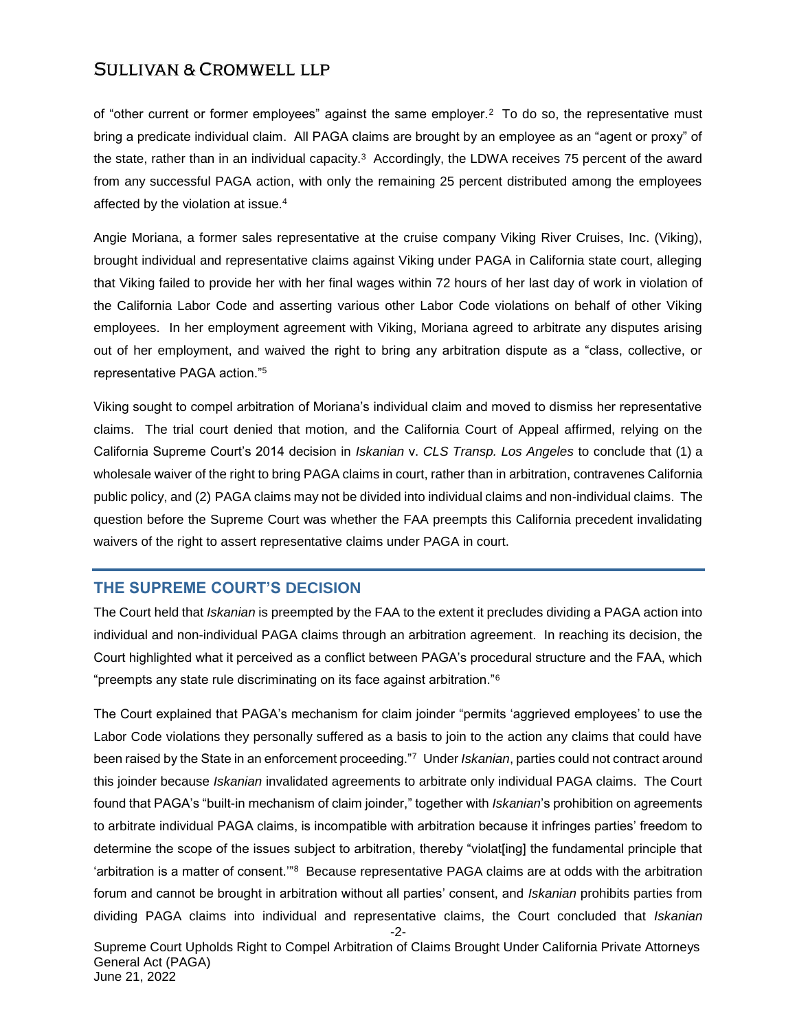of "other current or former employees" against the same employer.[2] To do so, the representative must bring a predicate individual claim. All PAGA claims are brought by an employee as an "agent or proxy" of the state, rather than in an individual capacity.[3] Accordingly, the LDWA receives 75 percent of the award from any successful PAGA action, with only the remaining 25 percent distributed among the employees affected by the violation at issue.[4]

Angie Moriana, a former sales representative at the cruise company Viking River Cruises, Inc. (Viking), brought individual and representative claims against Viking under PAGA in California state court, alleging that Viking failed to provide her with her final wages within 72 hours of her last day of work in violation of the California Labor Code and asserting various other Labor Code violations on behalf of other Viking employees. In her employment agreement with Viking, Moriana agreed to arbitrate any disputes arising out of her employment, and waived the right to bring any arbitration dispute as a "class, collective, or representative PAGA action."[5]

Viking sought to compel arbitration of Moriana's individual claim and moved to dismiss her representative claims. The trial court denied that motion, and the California Court of Appeal affirmed, relying on the California Supreme Court's 2014 decision in *Iskanian* v. *CLS Transp. Los Angeles* to conclude that (1) a wholesale waiver of the right to bring PAGA claims in court, rather than in arbitration, contravenes California public policy, and (2) PAGA claims may not be divided into individual claims and non-individual claims. The question before the Supreme Court was whether the FAA preempts this California precedent invalidating waivers of the right to assert representative claims under PAGA in court.

## THE SUPREME COURT'S DECISION

The Court held that *Iskanian* is preempted by the FAA to the extent it precludes dividing a PAGA action into individual and non-individual PAGA claims through an arbitration agreement. In reaching its decision, the Court highlighted what it perceived as a conflict between PAGA's procedural structure and the FAA, which "preempts any state rule discriminating on its face against arbitration."[6]

The Court explained that PAGA's mechanism for claim joinder "permits 'aggrieved employees' to use the Labor Code violations they personally suffered as a basis to join to the action any claims that could have been raised by the State in an enforcement proceeding."[7] Under *Iskanian*, parties could not contract around this joinder because *Iskanian* invalidated agreements to arbitrate only individual PAGA claims. The Court found that PAGA's "built-in mechanism of claim joinder," together with *Iskanian*'s prohibition on agreements to arbitrate individual PAGA claims, is incompatible with arbitration because it infringes parties' freedom to determine the scope of the issues subject to arbitration, thereby "violat[ing] the fundamental principle that 'arbitration is a matter of consent.'"[8] Because representative PAGA claims are at odds with the arbitration forum and cannot be brought in arbitration without all parties' consent, and *Iskanian* prohibits parties from dividing PAGA claims into individual and representative claims, the Court concluded that *Iskanian*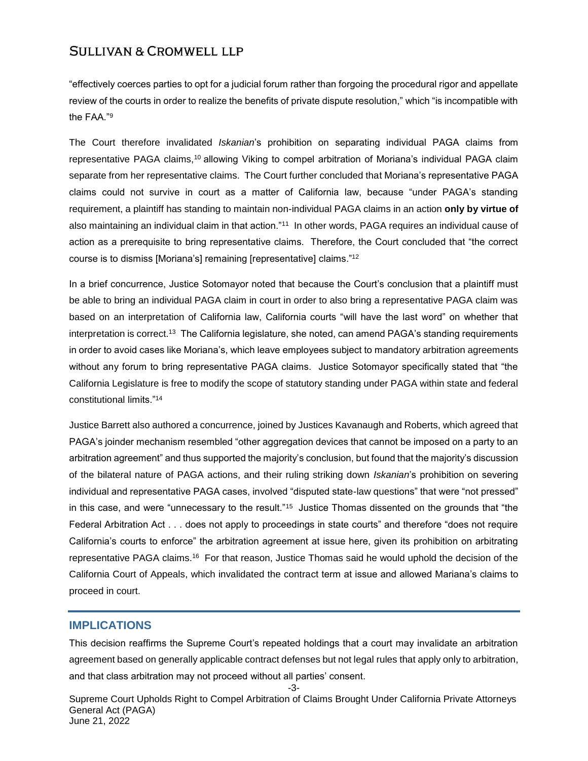"effectively coerces parties to opt for a judicial forum rather than forgoing the procedural rigor and appellate review of the courts in order to realize the benefits of private dispute resolution," which "is incompatible with the FAA."[9]

The Court therefore invalidated *Iskanian*'s prohibition on separating individual PAGA claims from representative PAGA claims,[10] allowing Viking to compel arbitration of Moriana's individual PAGA claim separate from her representative claims. The Court further concluded that Moriana's representative PAGA claims could not survive in court as a matter of California law, because "under PAGA's standing requirement, a plaintiff has standing to maintain non-individual PAGA claims in an action **only by virtue of** also maintaining an individual claim in that action."[11] In other words, PAGA requires an individual cause of action as a prerequisite to bring representative claims. Therefore, the Court concluded that "the correct course is to dismiss [Moriana's] remaining [representative] claims."[12]

In a brief concurrence, Justice Sotomayor noted that because the Court's conclusion that a plaintiff must be able to bring an individual PAGA claim in court in order to also bring a representative PAGA claim was based on an interpretation of California law, California courts "will have the last word" on whether that interpretation is correct.[13] The California legislature, she noted, can amend PAGA's standing requirements in order to avoid cases like Moriana's, which leave employees subject to mandatory arbitration agreements without any forum to bring representative PAGA claims. Justice Sotomayor specifically stated that "the California Legislature is free to modify the scope of statutory standing under PAGA within state and federal constitutional limits."[14]

Justice Barrett also authored a concurrence, joined by Justices Kavanaugh and Roberts, which agreed that PAGA's joinder mechanism resembled "other aggregation devices that cannot be imposed on a party to an arbitration agreement" and thus supported the majority's conclusion, but found that the majority's discussion of the bilateral nature of PAGA actions, and their ruling striking down *Iskanian*'s prohibition on severing individual and representative PAGA cases, involved "disputed state-law questions" that were "not pressed" in this case, and were "unnecessary to the result."[15] Justice Thomas dissented on the grounds that "the Federal Arbitration Act . . . does not apply to proceedings in state courts" and therefore "does not require California's courts to enforce" the arbitration agreement at issue here, given its prohibition on arbitrating representative PAGA claims.[16] For that reason, Justice Thomas said he would uphold the decision of the California Court of Appeals, which invalidated the contract term at issue and allowed Mariana's claims to proceed in court.

## IMPLICATIONS

This decision reaffirms the Supreme Court's repeated holdings that a court may invalidate an arbitration agreement based on generally applicable contract defenses but not legal rules that apply only to arbitration, and that class arbitration may not proceed without all parties' consent.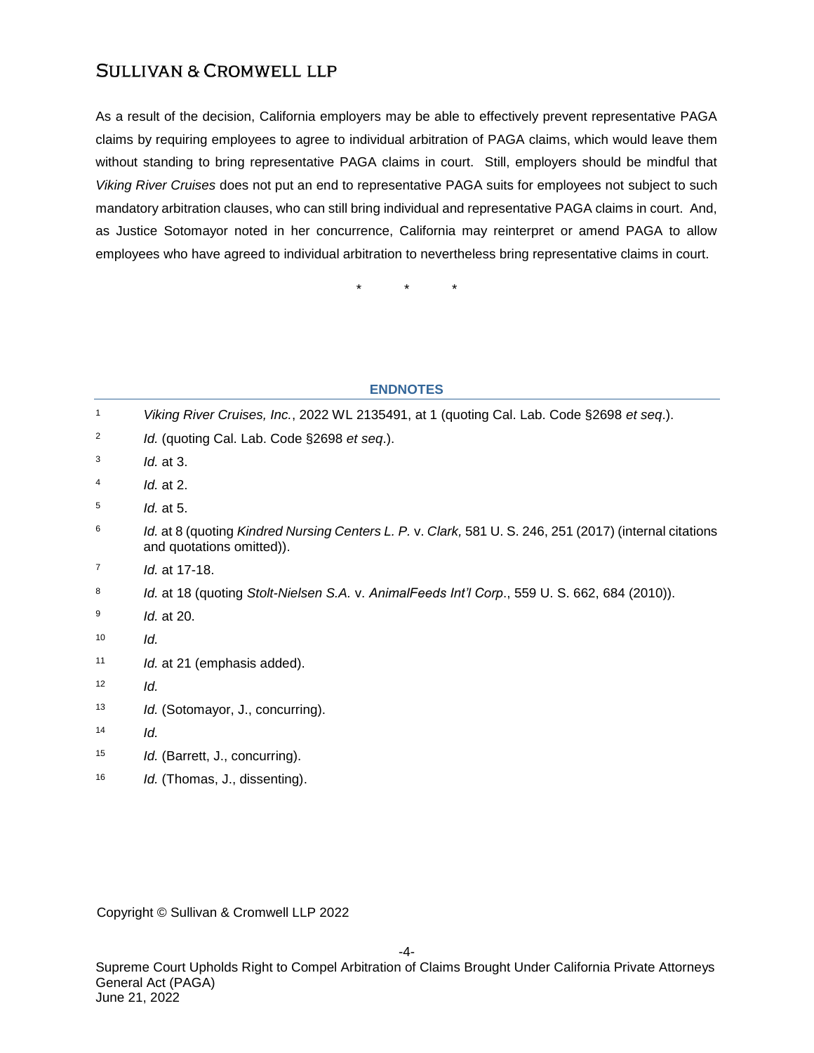As a result of the decision, California employers may be able to effectively prevent representative PAGA claims by requiring employees to agree to individual arbitration of PAGA claims, which would leave them without standing to bring representative PAGA claims in court. Still, employers should be mindful that *Viking River Cruises* does not put an end to representative PAGA suits for employees not subject to such mandatory arbitration clauses, who can still bring individual and representative PAGA claims in court. And, as Justice Sotomayor noted in her concurrence, California may reinterpret or amend PAGA to allow employees who have agreed to individual arbitration to nevertheless bring representative claims in court.

\* \* \*

## ENDNOTES

1. *Viking River Cruises, Inc.*, 2022 WL 2135491, at 1 (quoting Cal. Lab. Code §2698 *et seq*.).
2. *Id.* (quoting Cal. Lab. Code §2698 *et seq*.).
3. *Id.* at 3.
4. *Id.* at 2.
5. *Id.* at 5.
6. *Id.* at 8 (quoting *Kindred Nursing Centers L. P.* v. *Clark,* 581 U. S. 246, 251 (2017) (internal citations and quotations omitted)).
7. *Id.* at 17-18.
8. *Id.* at 18 (quoting *Stolt-Nielsen S.A.* v. *AnimalFeeds Int'l Corp*., 559 U. S. 662, 684 (2010)).
9. *Id.* at 20.
10. *Id.*
11. *Id.* at 21 (emphasis added).
12. *Id.*
13. *Id.* (Sotomayor, J., concurring).
14. *Id.*
15. *Id.* (Barrett, J., concurring).
16. *Id.* (Thomas, J., dissenting).

Copyright © Sullivan & Cromwell LLP 2022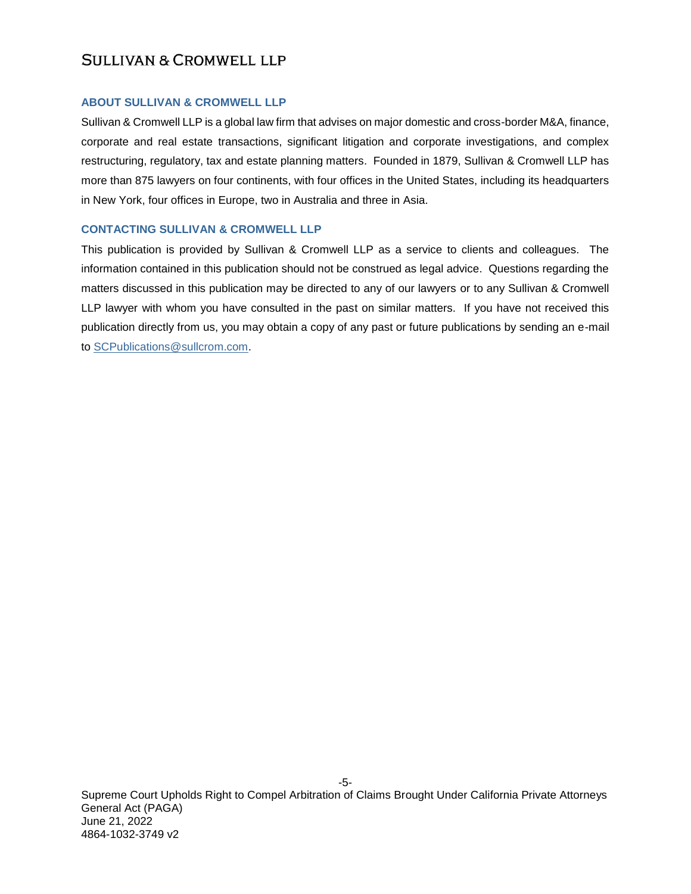## ABOUT SULLIVAN & CROMWELL LLP

Sullivan & Cromwell LLP is a global law firm that advises on major domestic and cross-border M&A, finance, corporate and real estate transactions, significant litigation and corporate investigations, and complex restructuring, regulatory, tax and estate planning matters. Founded in 1879, Sullivan & Cromwell LLP has more than 875 lawyers on four continents, with four offices in the United States, including its headquarters in New York, four offices in Europe, two in Australia and three in Asia.

## CONTACTING SULLIVAN & CROMWELL LLP

This publication is provided by Sullivan & Cromwell LLP as a service to clients and colleagues. The information contained in this publication should not be construed as legal advice. Questions regarding the matters discussed in this publication may be directed to any of our lawyers or to any Sullivan & Cromwell LLP lawyer with whom you have consulted in the past on similar matters. If you have not received this publication directly from us, you may obtain a copy of any past or future publications by sending an e-mail to SCPublications@sullcrom.com.